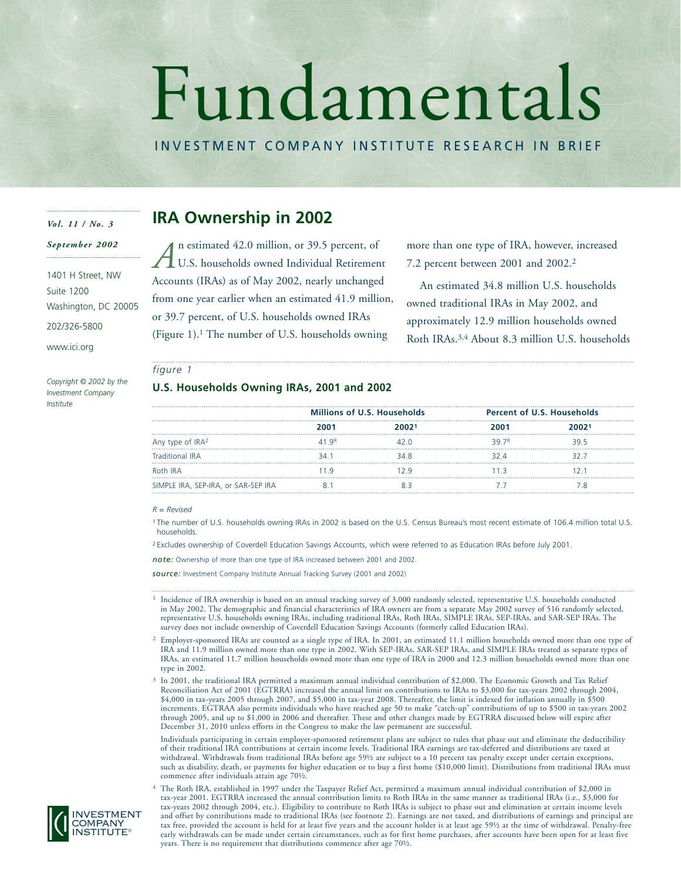# Fundamentals

INVESTMENT COMPANY INSTITUTE RESEARCH IN BRIEF

*Vol. 11 / No. 3*

*September 2002*

1401 H Street, NW
Suite 1200
Washington, DC 20005
202/326-5800
www.ici.org

*Copyright © 2002 by the Investment Company Institute*

## IRA Ownership in 2002

An estimated 42.0 million, or 39.5 percent, of U.S. households owned Individual Retirement Accounts (IRAs) as of May 2002, nearly unchanged from one year earlier when an estimated 41.9 million, or 39.7 percent, of U.S. households owned IRAs (Figure 1).[1] The number of U.S. households owning more than one type of IRA, however, increased 7.2 percent between 2001 and 2002.[2]

An estimated 34.8 million U.S. households owned traditional IRAs in May 2002, and approximately 12.9 million households owned Roth IRAs.[3,4] About 8.3 million U.S. households

*figure 1*

### U.S. Households Owning IRAs, 2001 and 2002

| | Millions of U.S. Households | | Percent of U.S. Households | |
|---|---|---|---|---|
| | 2001 | 2002[1] | 2001 | 2002[1] |
| Any type of IRA[2] | 41.9[R] | 42.0 | 39.7[R] | 39.5 |
| Traditional IRA | 34.1 | 34.8 | 32.4 | 32.7 |
| Roth IRA | 11.9 | 12.9 | 11.3 | 12.1 |
| SIMPLE IRA, SEP-IRA, or SAR-SEP IRA | 8.1 | 8.3 | 7.7 | 7.8 |

*R = Revised*

[1] The number of U.S. households owning IRAs in 2002 is based on the U.S. Census Bureau's most recent estimate of 106.4 million total U.S. households.

[2] Excludes ownership of Coverdell Education Savings Accounts, which were referred to as Education IRAs before July 2001.

*note:* Ownership of more than one type of IRA increased between 2001 and 2002.

*source:* Investment Company Institute Annual Tracking Survey (2001 and 2002)

---

[1] Incidence of IRA ownership is based on an annual tracking survey of 3,000 randomly selected, representative U.S. households conducted in May 2002. The demographic and financial characteristics of IRA owners are from a separate May 2002 survey of 516 randomly selected, representative U.S. households owning IRAs, including traditional IRAs, Roth IRAs, SIMPLE IRAs, SEP-IRAs, and SAR-SEP IRAs. The survey does not include ownership of Coverdell Education Savings Accounts (formerly called Education IRAs).

[2] Employer-sponsored IRAs are counted as a single type of IRA. In 2001, an estimated 11.1 million households owned more than one type of IRA and 11.9 million owned more than one type in 2002. With SEP-IRAs, SAR-SEP IRAs, and SIMPLE IRAs treated as separate types of IRAs, an estimated 11.7 million households owned more than one type of IRA in 2000 and 12.3 million households owned more than one type in 2002.

[3] In 2001, the traditional IRA permitted a maximum annual individual contribution of $2,000. The Economic Growth and Tax Relief Reconciliation Act of 2001 (EGTRRA) increased the annual limit on contributions to IRAs to $3,000 for tax-years 2002 through 2004, $4,000 in tax-years 2005 through 2007, and $5,000 in tax-year 2008. Thereafter, the limit is indexed for inflation annually in $500 increments. EGTRAA also permits individuals who have reached age 50 to make "catch-up" contributions of up to $500 in tax-years 2002 through 2005, and up to $1,000 in 2006 and thereafter. These and other changes made by EGTRRA discussed below will expire after December 31, 2010 unless efforts in the Congress to make the law permanent are successful.

Individuals participating in certain employer-sponsored retirement plans are subject to rules that phase out and eliminate the deductibility of their traditional IRA contributions at certain income levels. Traditional IRA earnings are tax-deferred and distributions are taxed at withdrawal. Withdrawals from traditional IRAs before age 59½ are subject to a 10 percent tax penalty except under certain exceptions, such as disability, death, or payments for higher education or to buy a first home ($10,000 limit). Distributions from traditional IRAs must commence after individuals attain age 70½.

[4] The Roth IRA, established in 1997 under the Taxpayer Relief Act, permitted a maximum annual individual contribution of $2,000 in tax-year 2001. EGTRRA increased the annual contribution limits to Roth IRAs in the same manner as traditional IRAs (i.e., $3,000 for tax-years 2002 through 2004, etc.). Eligibility to contribute to Roth IRAs is subject to phase out and elimination at certain income levels and offset by contributions made to traditional IRAs (see footnote 2). Earnings are not taxed, and distributions of earnings and principal are tax free, provided the account is held for at least five years and the account holder is at least age 59½ at the time of withdrawal. Penalty-free early withdrawals can be made under certain circumstances, such as for first home purchases, after accounts have been open for at least five years. There is no requirement that distributions commence after age 70½.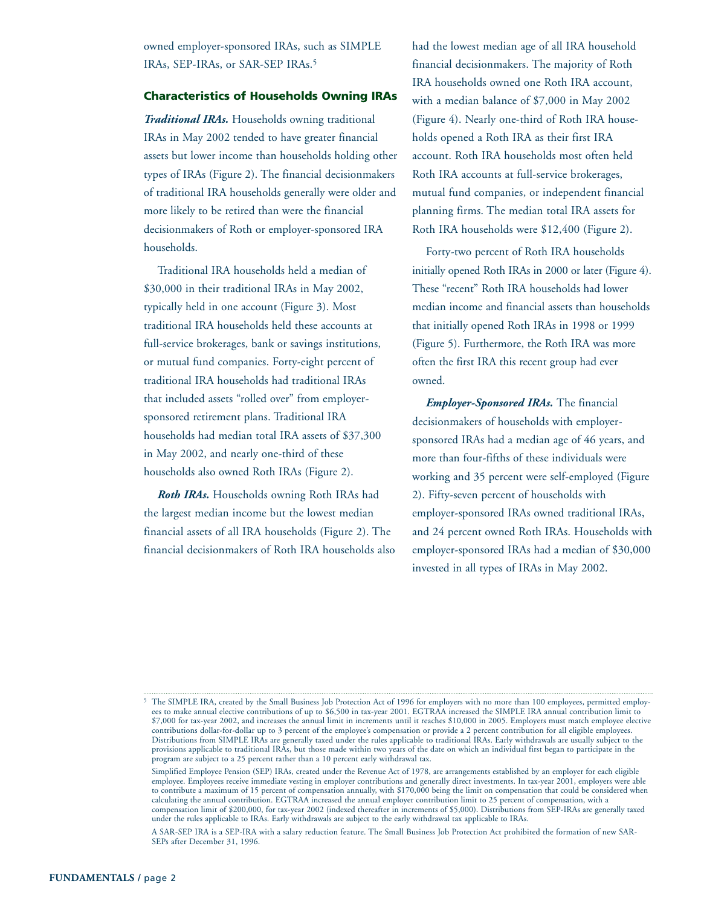owned employer-sponsored IRAs, such as SIMPLE IRAs, SEP-IRAs, or SAR-SEP IRAs.[5]

## Characteristics of Households Owning IRAs

***Traditional IRAs.*** Households owning traditional IRAs in May 2002 tended to have greater financial assets but lower income than households holding other types of IRAs (Figure 2). The financial decisionmakers of traditional IRA households generally were older and more likely to be retired than were the financial decisionmakers of Roth or employer-sponsored IRA households.

Traditional IRA households held a median of $30,000 in their traditional IRAs in May 2002, typically held in one account (Figure 3). Most traditional IRA households held these accounts at full-service brokerages, bank or savings institutions, or mutual fund companies. Forty-eight percent of traditional IRA households had traditional IRAs that included assets "rolled over" from employer-sponsored retirement plans. Traditional IRA households had median total IRA assets of $37,300 in May 2002, and nearly one-third of these households also owned Roth IRAs (Figure 2).

***Roth IRAs.*** Households owning Roth IRAs had the largest median income but the lowest median financial assets of all IRA households (Figure 2). The financial decisionmakers of Roth IRA households also had the lowest median age of all IRA household financial decisionmakers. The majority of Roth IRA households owned one Roth IRA account, with a median balance of $7,000 in May 2002 (Figure 4). Nearly one-third of Roth IRA households opened a Roth IRA as their first IRA account. Roth IRA households most often held Roth IRA accounts at full-service brokerages, mutual fund companies, or independent financial planning firms. The median total IRA assets for Roth IRA households were $12,400 (Figure 2).

Forty-two percent of Roth IRA households initially opened Roth IRAs in 2000 or later (Figure 4). These "recent" Roth IRA households had lower median income and financial assets than households that initially opened Roth IRAs in 1998 or 1999 (Figure 5). Furthermore, the Roth IRA was more often the first IRA this recent group had ever owned.

***Employer-Sponsored IRAs.*** The financial decisionmakers of households with employer-sponsored IRAs had a median age of 46 years, and more than four-fifths of these individuals were working and 35 percent were self-employed (Figure 2). Fifty-seven percent of households with employer-sponsored IRAs owned traditional IRAs, and 24 percent owned Roth IRAs. Households with employer-sponsored IRAs had a median of $30,000 invested in all types of IRAs in May 2002.

---

[5] The SIMPLE IRA, created by the Small Business Job Protection Act of 1996 for employers with no more than 100 employees, permitted employees to make annual elective contributions of up to $6,500 in tax-year 2001. EGTRAA increased the SIMPLE IRA annual contribution limit to $7,000 for tax-year 2002, and increases the annual limit in increments until it reaches $10,000 in 2005. Employers must match employee elective contributions dollar-for-dollar up to 3 percent of the employee's compensation or provide a 2 percent contribution for all eligible employees. Distributions from SIMPLE IRAs are generally taxed under the rules applicable to traditional IRAs. Early withdrawals are usually subject to the provisions applicable to traditional IRAs, but those made within two years of the date on which an individual first began to participate in the program are subject to a 25 percent rather than a 10 percent early withdrawal tax.

Simplified Employee Pension (SEP) IRAs, created under the Revenue Act of 1978, are arrangements established by an employer for each eligible employee. Employees receive immediate vesting in employer contributions and generally direct investments. In tax-year 2001, employers were able to contribute a maximum of 15 percent of compensation annually, with $170,000 being the limit on compensation that could be considered when calculating the annual contribution. EGTRAA increased the annual employer contribution limit to 25 percent of compensation, with a compensation limit of $200,000, for tax-year 2002 (indexed thereafter in increments of $5,000). Distributions from SEP-IRAs are generally taxed under the rules applicable to IRAs. Early withdrawals are subject to the early withdrawal tax applicable to IRAs.

A SAR-SEP IRA is a SEP-IRA with a salary reduction feature. The Small Business Job Protection Act prohibited the formation of new SAR-SEPs after December 31, 1996.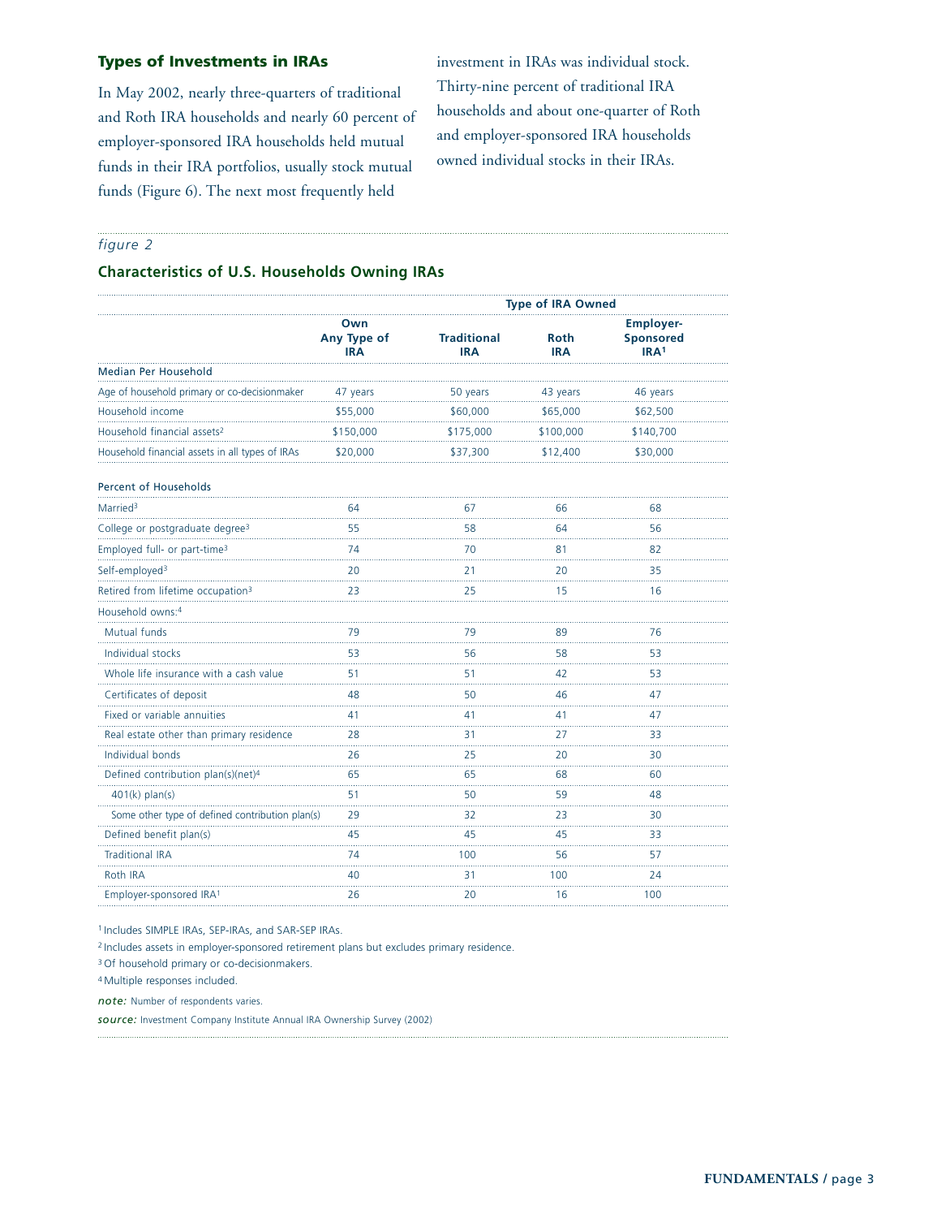## Types of Investments in IRAs

In May 2002, nearly three-quarters of traditional and Roth IRA households and nearly 60 percent of employer-sponsored IRA households held mutual funds in their IRA portfolios, usually stock mutual funds (Figure 6). The next most frequently held investment in IRAs was individual stock. Thirty-nine percent of traditional IRA households and about one-quarter of Roth and employer-sponsored IRA households owned individual stocks in their IRAs.

*figure 2*

### Characteristics of U.S. Households Owning IRAs

| | Own Any Type of IRA | Type of IRA Owned | | |
|---|---|---|---|---|
| | | **Traditional IRA** | **Roth IRA** | **Employer-Sponsored IRA[1]** |
| **Median Per Household** | | | | |
| Age of household primary or co-decisionmaker | 47 years | 50 years | 43 years | 46 years |
| Household income | $55,000 | $60,000 | $65,000 | $62,500 |
| Household financial assets[2] | $150,000 | $175,000 | $100,000 | $140,700 |
| Household financial assets in all types of IRAs | $20,000 | $37,300 | $12,400 | $30,000 |
| **Percent of Households** | | | | |
| Married[3] | 64 | 67 | 66 | 68 |
| College or postgraduate degree[3] | 55 | 58 | 64 | 56 |
| Employed full- or part-time[3] | 74 | 70 | 81 | 82 |
| Self-employed[3] | 20 | 21 | 20 | 35 |
| Retired from lifetime occupation[3] | 23 | 25 | 15 | 16 |
| Household owns:[4] | | | | |
| Mutual funds | 79 | 79 | 89 | 76 |
| Individual stocks | 53 | 56 | 58 | 53 |
| Whole life insurance with a cash value | 51 | 51 | 42 | 53 |
| Certificates of deposit | 48 | 50 | 46 | 47 |
| Fixed or variable annuities | 41 | 41 | 41 | 47 |
| Real estate other than primary residence | 28 | 31 | 27 | 33 |
| Individual bonds | 26 | 25 | 20 | 30 |
| Defined contribution plan(s)(net)[4] | 65 | 65 | 68 | 60 |
| 401(k) plan(s) | 51 | 50 | 59 | 48 |
| Some other type of defined contribution plan(s) | 29 | 32 | 23 | 30 |
| Defined benefit plan(s) | 45 | 45 | 45 | 33 |
| Traditional IRA | 74 | 100 | 56 | 57 |
| Roth IRA | 40 | 31 | 100 | 24 |
| Employer-sponsored IRA[1] | 26 | 20 | 16 | 100 |

[1] Includes SIMPLE IRAs, SEP-IRAs, and SAR-SEP IRAs.

[2] Includes assets in employer-sponsored retirement plans but excludes primary residence.

[3] Of household primary or co-decisionmakers.

[4] Multiple responses included.

***note:*** Number of respondents varies.

***source:*** Investment Company Institute Annual IRA Ownership Survey (2002)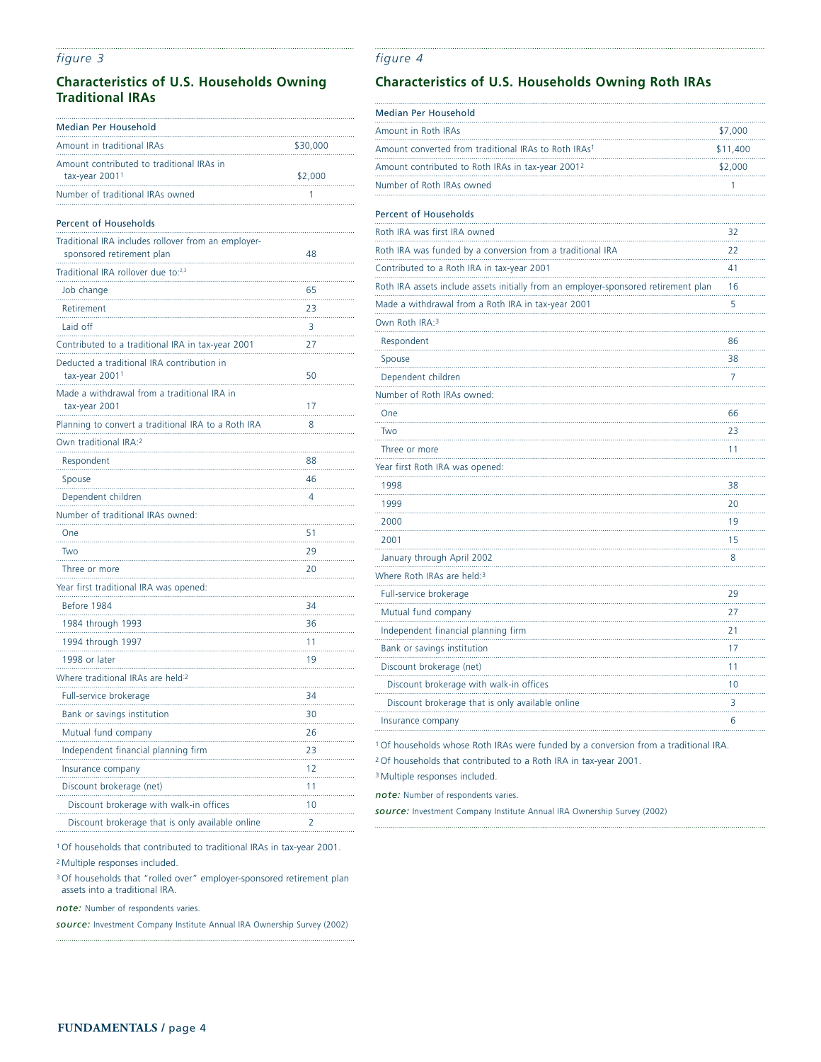*figure 3*

## Characteristics of U.S. Households Owning Traditional IRAs

| Median Per Household | |
|---|---|
| Amount in traditional IRAs | $30,000 |
| Amount contributed to traditional IRAs in tax-year 2001[1] | $2,000 |
| Number of traditional IRAs owned | 1 |
| **Percent of Households** | |
| Traditional IRA includes rollover from an employer-sponsored retirement plan | 48 |
| Traditional IRA rollover due to:[2,3] | |
| Job change | 65 |
| Retirement | 23 |
| Laid off | 3 |
| Contributed to a traditional IRA in tax-year 2001 | 27 |
| Deducted a traditional IRA contribution in tax-year 2001[1] | 50 |
| Made a withdrawal from a traditional IRA in tax-year 2001 | 17 |
| Planning to convert a traditional IRA to a Roth IRA | 8 |
| Own traditional IRA:[2] | |
| Respondent | 88 |
| Spouse | 46 |
| Dependent children | 4 |
| Number of traditional IRAs owned: | |
| One | 51 |
| Two | 29 |
| Three or more | 20 |
| Year first traditional IRA was opened: | |
| Before 1984 | 34 |
| 1984 through 1993 | 36 |
| 1994 through 1997 | 11 |
| 1998 or later | 19 |
| Where traditional IRAs are held:[2] | |
| Full-service brokerage | 34 |
| Bank or savings institution | 30 |
| Mutual fund company | 26 |
| Independent financial planning firm | 23 |
| Insurance company | 12 |
| Discount brokerage (net) | 11 |
| Discount brokerage with walk-in offices | 10 |
| Discount brokerage that is only available online | 2 |

[1] Of households that contributed to traditional IRAs in tax-year 2001.
[2] Multiple responses included.
[3] Of households that "rolled over" employer-sponsored retirement plan assets into a traditional IRA.

***note:*** Number of respondents varies.

***source:*** Investment Company Institute Annual IRA Ownership Survey (2002)

*figure 4*

## Characteristics of U.S. Households Owning Roth IRAs

| Median Per Household | |
|---|---|
| Amount in Roth IRAs | $7,000 |
| Amount converted from traditional IRAs to Roth IRAs[1] | $11,400 |
| Amount contributed to Roth IRAs in tax-year 2001[2] | $2,000 |
| Number of Roth IRAs owned | 1 |
| **Percent of Households** | |
| Roth IRA was first IRA owned | 32 |
| Roth IRA was funded by a conversion from a traditional IRA | 22 |
| Contributed to a Roth IRA in tax-year 2001 | 41 |
| Roth IRA assets include assets initially from an employer-sponsored retirement plan | 16 |
| Made a withdrawal from a Roth IRA in tax-year 2001 | 5 |
| Own Roth IRA:[3] | |
| Respondent | 86 |
| Spouse | 38 |
| Dependent children | 7 |
| Number of Roth IRAs owned: | |
| One | 66 |
| Two | 23 |
| Three or more | 11 |
| Year first Roth IRA was opened: | |
| 1998 | 38 |
| 1999 | 20 |
| 2000 | 19 |
| 2001 | 15 |
| January through April 2002 | 8 |
| Where Roth IRAs are held:[3] | |
| Full-service brokerage | 29 |
| Mutual fund company | 27 |
| Independent financial planning firm | 21 |
| Bank or savings institution | 17 |
| Discount brokerage (net) | 11 |
| Discount brokerage with walk-in offices | 10 |
| Discount brokerage that is only available online | 3 |
| Insurance company | 6 |

[1] Of households whose Roth IRAs were funded by a conversion from a traditional IRA.
[2] Of households that contributed to a Roth IRA in tax-year 2001.
[3] Multiple responses included.

***note:*** Number of respondents varies.

***source:*** Investment Company Institute Annual IRA Ownership Survey (2002)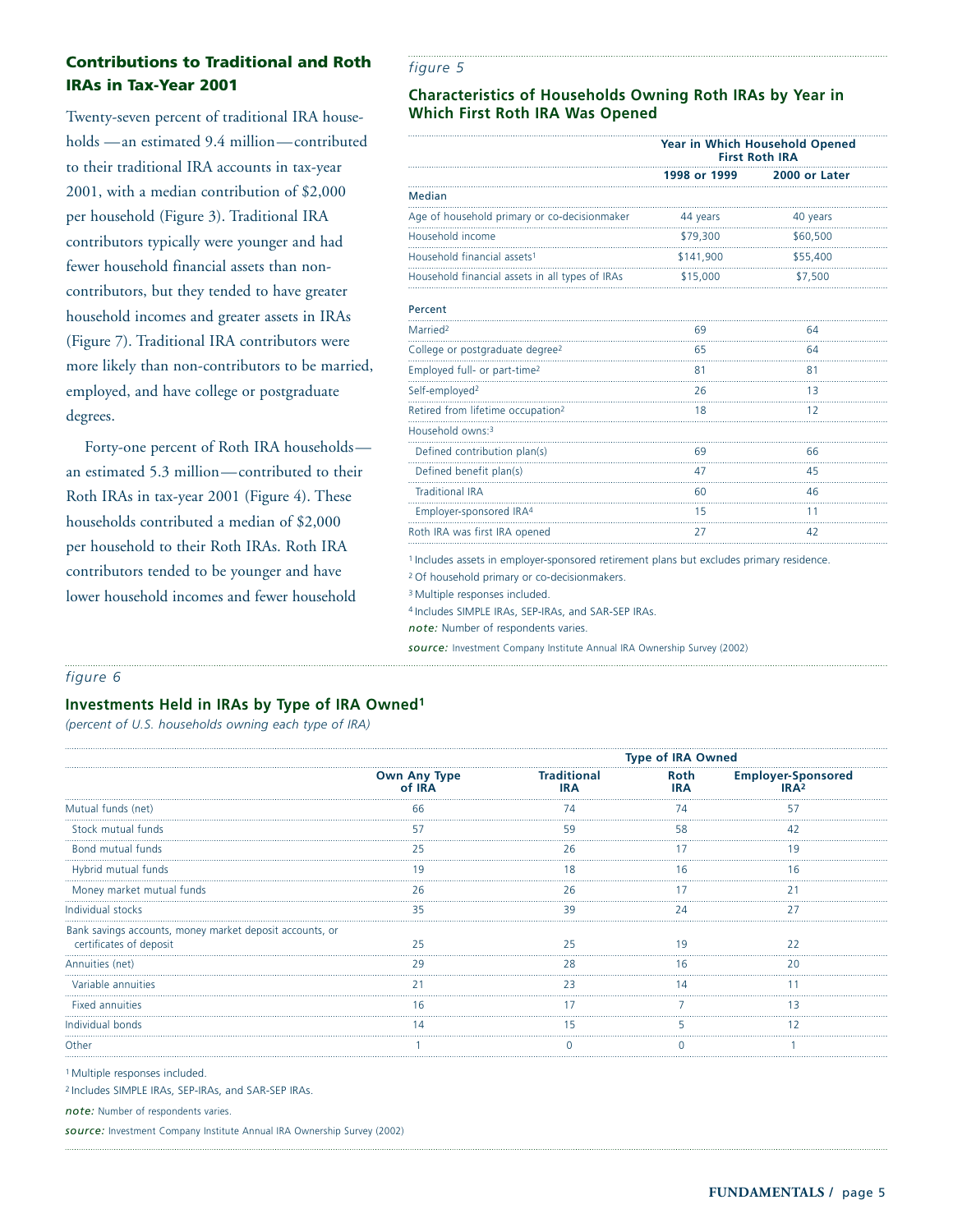## Contributions to Traditional and Roth IRAs in Tax-Year 2001

Twenty-seven percent of traditional IRA households —an estimated 9.4 million—contributed to their traditional IRA accounts in tax-year 2001, with a median contribution of $2,000 per household (Figure 3). Traditional IRA contributors typically were younger and had fewer household financial assets than non-contributors, but they tended to have greater household incomes and greater assets in IRAs (Figure 7). Traditional IRA contributors were more likely than non-contributors to be married, employed, and have college or postgraduate degrees.

Forty-one percent of Roth IRA households—an estimated 5.3 million—contributed to their Roth IRAs in tax-year 2001 (Figure 4). These households contributed a median of $2,000 per household to their Roth IRAs. Roth IRA contributors tended to be younger and have lower household incomes and fewer household

*figure 5*

### Characteristics of Households Owning Roth IRAs by Year in Which First Roth IRA Was Opened

| | Year in Which Household Opened First Roth IRA | |
|---|---|---|
| | **1998 or 1999** | **2000 or Later** |
| **Median** | | |
| Age of household primary or co-decisionmaker | 44 years | 40 years |
| Household income | $79,300 | $60,500 |
| Household financial assets[1] | $141,900 | $55,400 |
| Household financial assets in all types of IRAs | $15,000 | $7,500 |
| **Percent** | | |
| Married[2] | 69 | 64 |
| College or postgraduate degree[2] | 65 | 64 |
| Employed full- or part-time[2] | 81 | 81 |
| Self-employed[2] | 26 | 13 |
| Retired from lifetime occupation[2] | 18 | 12 |
| Household owns:[3] | | |
| Defined contribution plan(s) | 69 | 66 |
| Defined benefit plan(s) | 47 | 45 |
| Traditional IRA | 60 | 46 |
| Employer-sponsored IRA[4] | 15 | 11 |
| Roth IRA was first IRA opened | 27 | 42 |

[1] Includes assets in employer-sponsored retirement plans but excludes primary residence.

[2] Of household primary or co-decisionmakers.

[3] Multiple responses included.

[4] Includes SIMPLE IRAs, SEP-IRAs, and SAR-SEP IRAs.

*note:* Number of respondents varies.

*source:* Investment Company Institute Annual IRA Ownership Survey (2002)

*figure 6*

### Investments Held in IRAs by Type of IRA Owned[1]

*(percent of U.S. households owning each type of IRA)*

| | Type of IRA Owned | | | |
|---|---|---|---|---|
| | **Own Any Type of IRA** | **Traditional IRA** | **Roth IRA** | **Employer-Sponsored IRA[2]** |
| Mutual funds (net) | 66 | 74 | 74 | 57 |
| Stock mutual funds | 57 | 59 | 58 | 42 |
| Bond mutual funds | 25 | 26 | 17 | 19 |
| Hybrid mutual funds | 19 | 18 | 16 | 16 |
| Money market mutual funds | 26 | 26 | 17 | 21 |
| Individual stocks | 35 | 39 | 24 | 27 |
| Bank savings accounts, money market deposit accounts, or certificates of deposit | 25 | 25 | 19 | 22 |
| Annuities (net) | 29 | 28 | 16 | 20 |
| Variable annuities | 21 | 23 | 14 | 11 |
| Fixed annuities | 16 | 17 | 7 | 13 |
| Individual bonds | 14 | 15 | 5 | 12 |
| Other | 1 | 0 | 0 | 1 |

[1] Multiple responses included.

[2] Includes SIMPLE IRAs, SEP-IRAs, and SAR-SEP IRAs.

*note:* Number of respondents varies.

*source:* Investment Company Institute Annual IRA Ownership Survey (2002)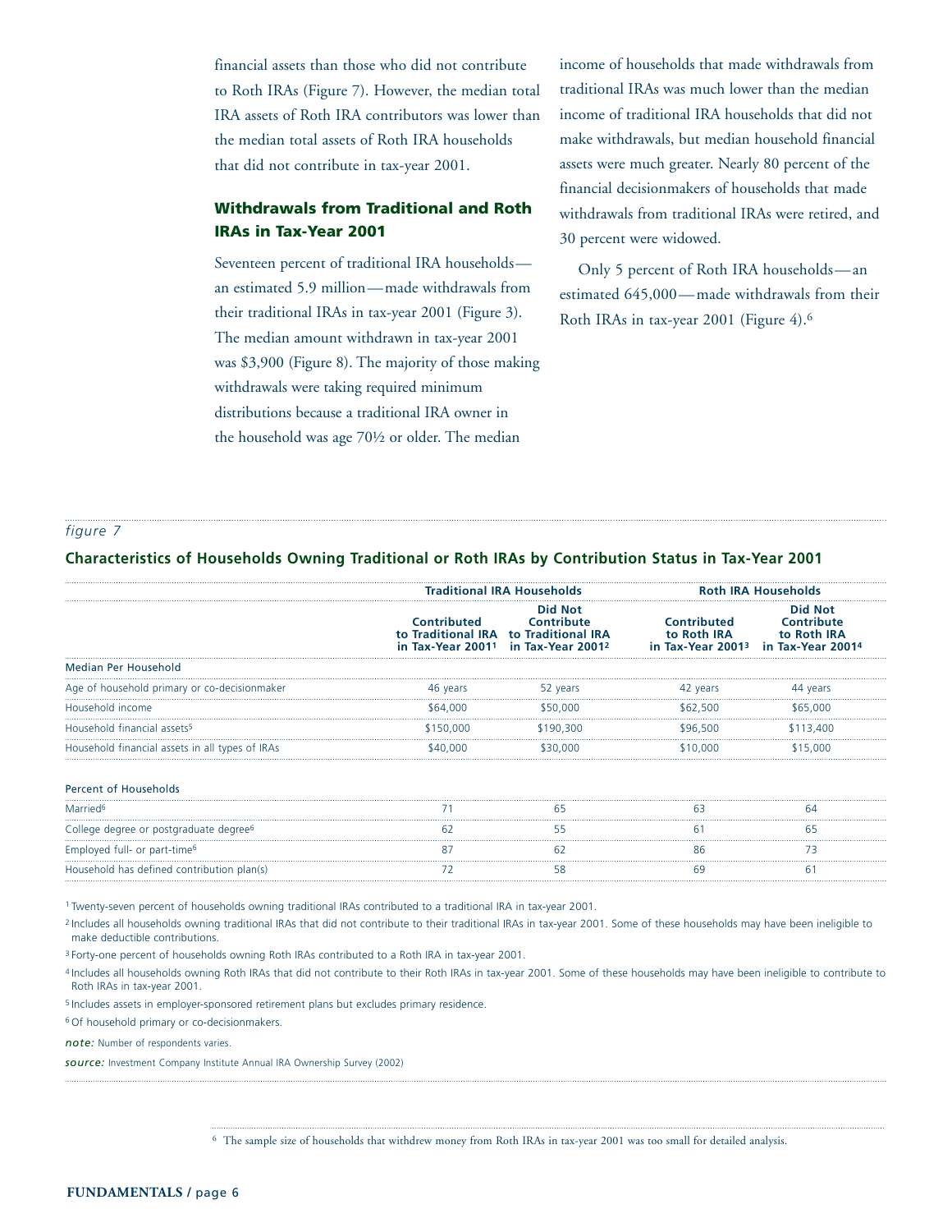financial assets than those who did not contribute to Roth IRAs (Figure 7). However, the median total IRA assets of Roth IRA contributors was lower than the median total assets of Roth IRA households that did not contribute in tax-year 2001.

## Withdrawals from Traditional and Roth IRAs in Tax-Year 2001

Seventeen percent of traditional IRA households—an estimated 5.9 million—made withdrawals from their traditional IRAs in tax-year 2001 (Figure 3). The median amount withdrawn in tax-year 2001 was $3,900 (Figure 8). The majority of those making withdrawals were taking required minimum distributions because a traditional IRA owner in the household was age 70½ or older. The median income of households that made withdrawals from traditional IRAs was much lower than the median income of traditional IRA households that did not make withdrawals, but median household financial assets were much greater. Nearly 80 percent of the financial decisionmakers of households that made withdrawals from traditional IRAs were retired, and 30 percent were widowed.

Only 5 percent of Roth IRA households—an estimated 645,000—made withdrawals from their Roth IRAs in tax-year 2001 (Figure 4).[6]

*figure 7*

### Characteristics of Households Owning Traditional or Roth IRAs by Contribution Status in Tax-Year 2001

| | Traditional IRA Households | | Roth IRA Households | |
|---|---|---|---|---|
| | Contributed to Traditional IRA in Tax-Year 2001[1] | Did Not Contribute to Traditional IRA in Tax-Year 2001[2] | Contributed to Roth IRA in Tax-Year 2001[3] | Did Not Contribute to Roth IRA in Tax-Year 2001[4] |
| **Median Per Household** | | | | |
| Age of household primary or co-decisionmaker | 46 years | 52 years | 42 years | 44 years |
| Household income | $64,000 | $50,000 | $62,500 | $65,000 |
| Household financial assets[5] | $150,000 | $190,300 | $96,500 | $113,400 |
| Household financial assets in all types of IRAs | $40,000 | $30,000 | $10,000 | $15,000 |
| **Percent of Households** | | | | |
| Married[6] | 71 | 65 | 63 | 64 |
| College degree or postgraduate degree[6] | 62 | 55 | 61 | 65 |
| Employed full- or part-time[6] | 87 | 62 | 86 | 73 |
| Household has defined contribution plan(s) | 72 | 58 | 69 | 61 |

[1] Twenty-seven percent of households owning traditional IRAs contributed to a traditional IRA in tax-year 2001.

[2] Includes all households owning traditional IRAs that did not contribute to their traditional IRAs in tax-year 2001. Some of these households may have been ineligible to make deductible contributions.

[3] Forty-one percent of households owning Roth IRAs contributed to a Roth IRA in tax-year 2001.

[4] Includes all households owning Roth IRAs that did not contribute to their Roth IRAs in tax-year 2001. Some of these households may have been ineligible to contribute to Roth IRAs in tax-year 2001.

[5] Includes assets in employer-sponsored retirement plans but excludes primary residence.

[6] Of household primary or co-decisionmakers.

***note:*** Number of respondents varies.

***source:*** Investment Company Institute Annual IRA Ownership Survey (2002)

---

[6] The sample size of households that withdrew money from Roth IRAs in tax-year 2001 was too small for detailed analysis.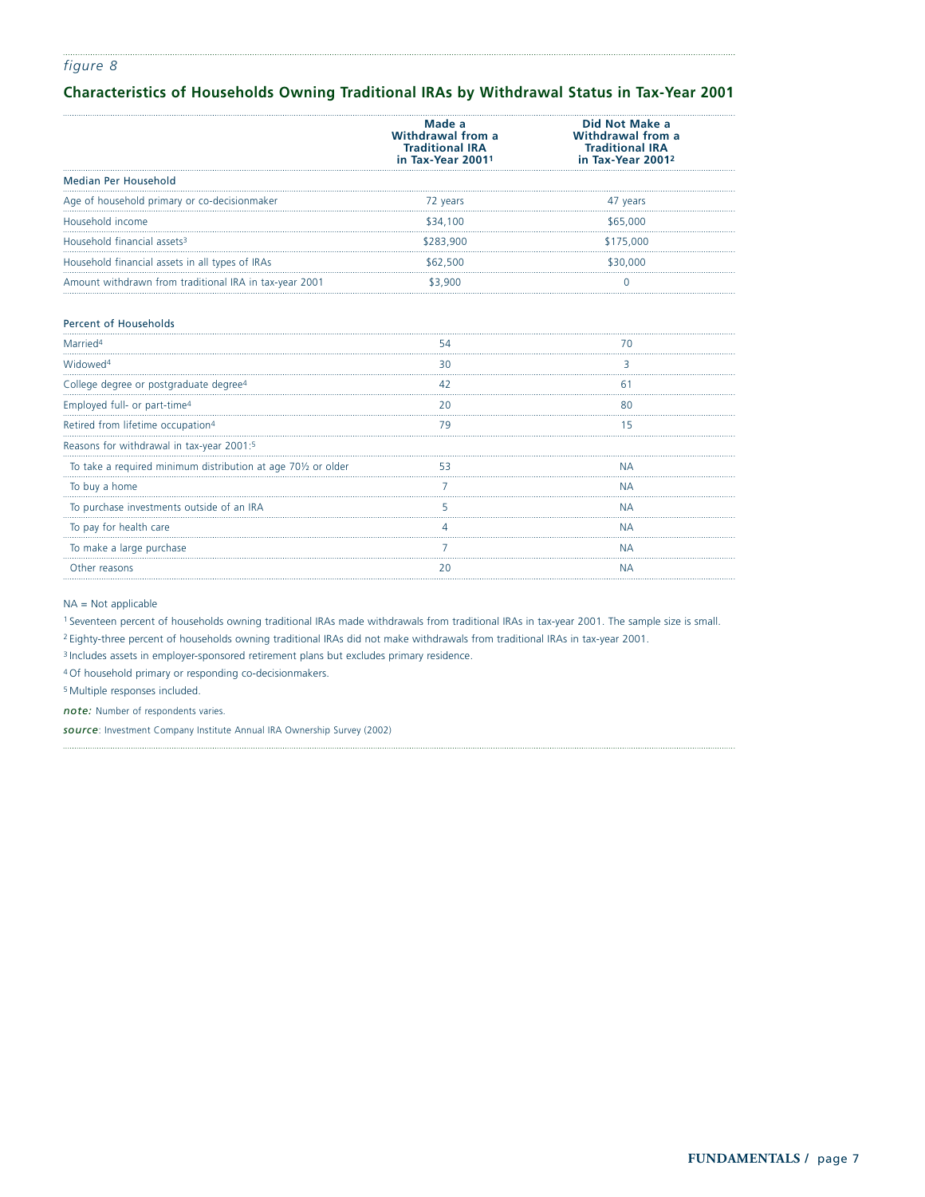*figure 8*

## Characteristics of Households Owning Traditional IRAs by Withdrawal Status in Tax-Year 2001

| | Made a Withdrawal from a Traditional IRA in Tax-Year 2001[1] | Did Not Make a Withdrawal from a Traditional IRA in Tax-Year 2001[2] |
|---|---|---|
| **Median Per Household** | | |
| Age of household primary or co-decisionmaker | 72 years | 47 years |
| Household income | $34,100 | $65,000 |
| Household financial assets[3] | $283,900 | $175,000 |
| Household financial assets in all types of IRAs | $62,500 | $30,000 |
| Amount withdrawn from traditional IRA in tax-year 2001 | $3,900 | 0 |
| **Percent of Households** | | |
| Married[4] | 54 | 70 |
| Widowed[4] | 30 | 3 |
| College degree or postgraduate degree[4] | 42 | 61 |
| Employed full- or part-time[4] | 20 | 80 |
| Retired from lifetime occupation[4] | 79 | 15 |
| Reasons for withdrawal in tax-year 2001:[5] | | |
| To take a required minimum distribution at age 70½ or older | 53 | NA |
| To buy a home | 7 | NA |
| To purchase investments outside of an IRA | 5 | NA |
| To pay for health care | 4 | NA |
| To make a large purchase | 7 | NA |
| Other reasons | 20 | NA |

NA = Not applicable

[1] Seventeen percent of households owning traditional IRAs made withdrawals from traditional IRAs in tax-year 2001. The sample size is small.

[2] Eighty-three percent of households owning traditional IRAs did not make withdrawals from traditional IRAs in tax-year 2001.

[3] Includes assets in employer-sponsored retirement plans but excludes primary residence.

[4] Of household primary or responding co-decisionmakers.

[5] Multiple responses included.

*note:* Number of respondents varies.

*source*: Investment Company Institute Annual IRA Ownership Survey (2002)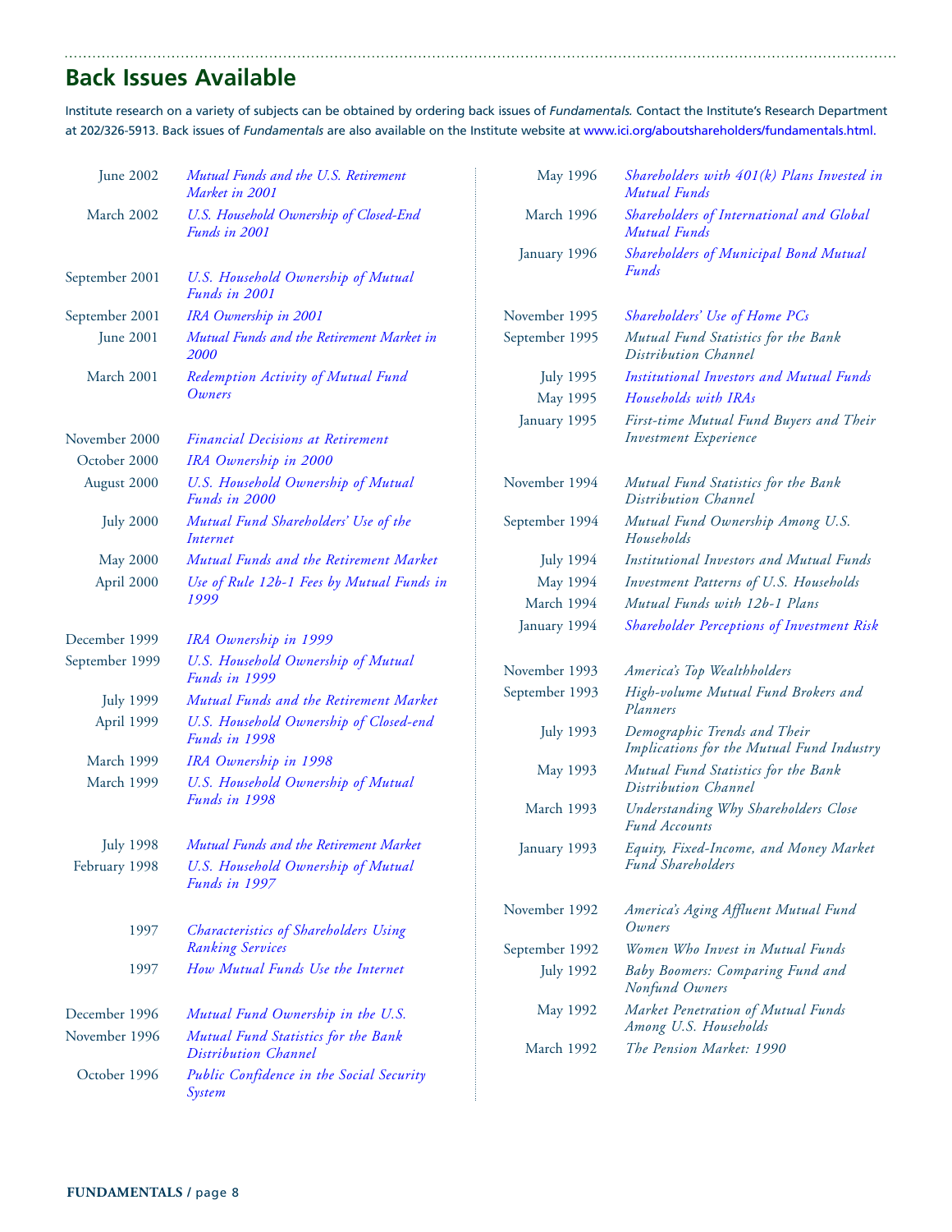## Back Issues Available

Institute research on a variety of subjects can be obtained by ordering back issues of *Fundamentals.* Contact the Institute's Research Department at 202/326-5913. Back issues of *Fundamentals* are also available on the Institute website at www.ici.org/aboutshareholders/fundamentals.html.

| | |
|---|---|
| June 2002 | *Mutual Funds and the U.S. Retirement Market in 2001* |
| March 2002 | *U.S. Household Ownership of Closed-End Funds in 2001* |
| September 2001 | *U.S. Household Ownership of Mutual Funds in 2001* |
| September 2001 | *IRA Ownership in 2001* |
| June 2001 | *Mutual Funds and the Retirement Market in 2000* |
| March 2001 | *Redemption Activity of Mutual Fund Owners* |
| November 2000 | *Financial Decisions at Retirement* |
| October 2000 | *IRA Ownership in 2000* |
| August 2000 | *U.S. Household Ownership of Mutual Funds in 2000* |
| July 2000 | *Mutual Fund Shareholders' Use of the Internet* |
| May 2000 | *Mutual Funds and the Retirement Market* |
| April 2000 | *Use of Rule 12b-1 Fees by Mutual Funds in 1999* |
| December 1999 | *IRA Ownership in 1999* |
| September 1999 | *U.S. Household Ownership of Mutual Funds in 1999* |
| July 1999 | *Mutual Funds and the Retirement Market* |
| April 1999 | *U.S. Household Ownership of Closed-end Funds in 1998* |
| March 1999 | *IRA Ownership in 1998* |
| March 1999 | *U.S. Household Ownership of Mutual Funds in 1998* |
| July 1998 | *Mutual Funds and the Retirement Market* |
| February 1998 | *U.S. Household Ownership of Mutual Funds in 1997* |
| 1997 | *Characteristics of Shareholders Using Ranking Services* |
| 1997 | *How Mutual Funds Use the Internet* |
| December 1996 | *Mutual Fund Ownership in the U.S.* |
| November 1996 | *Mutual Fund Statistics for the Bank Distribution Channel* |
| October 1996 | *Public Confidence in the Social Security System* |
| May 1996 | *Shareholders with 401(k) Plans Invested in Mutual Funds* |
| March 1996 | *Shareholders of International and Global Mutual Funds* |
| January 1996 | *Shareholders of Municipal Bond Mutual Funds* |
| November 1995 | *Shareholders' Use of Home PCs* |
| September 1995 | *Mutual Fund Statistics for the Bank Distribution Channel* |
| July 1995 | *Institutional Investors and Mutual Funds* |
| May 1995 | *Households with IRAs* |
| January 1995 | *First-time Mutual Fund Buyers and Their Investment Experience* |
| November 1994 | *Mutual Fund Statistics for the Bank Distribution Channel* |
| September 1994 | *Mutual Fund Ownership Among U.S. Households* |
| July 1994 | *Institutional Investors and Mutual Funds* |
| May 1994 | *Investment Patterns of U.S. Households* |
| March 1994 | *Mutual Funds with 12b-1 Plans* |
| January 1994 | *Shareholder Perceptions of Investment Risk* |
| November 1993 | *America's Top Wealthholders* |
| September 1993 | *High-volume Mutual Fund Brokers and Planners* |
| July 1993 | *Demographic Trends and Their Implications for the Mutual Fund Industry* |
| May 1993 | *Mutual Fund Statistics for the Bank Distribution Channel* |
| March 1993 | *Understanding Why Shareholders Close Fund Accounts* |
| January 1993 | *Equity, Fixed-Income, and Money Market Fund Shareholders* |
| November 1992 | *America's Aging Affluent Mutual Fund Owners* |
| September 1992 | *Women Who Invest in Mutual Funds* |
| July 1992 | *Baby Boomers: Comparing Fund and Nonfund Owners* |
| May 1992 | *Market Penetration of Mutual Funds Among U.S. Households* |
| March 1992 | *The Pension Market: 1990* |